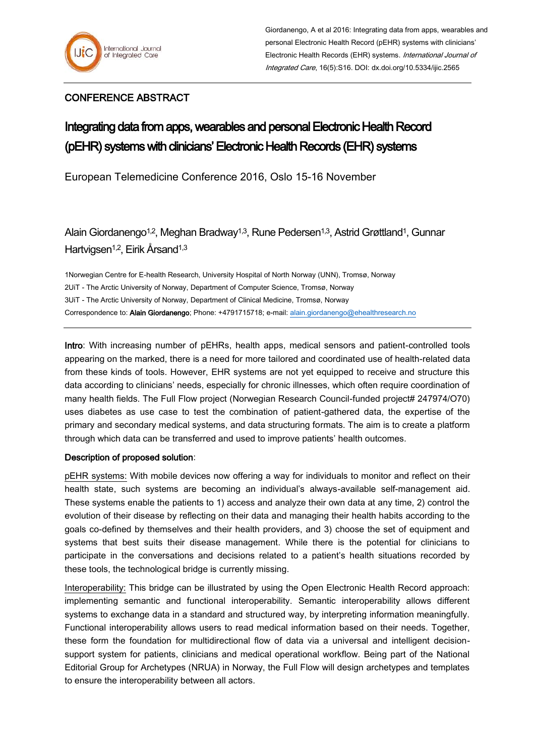## CONFERENCE ABSTRACT

# Integrating data from apps, wearables and personal Electronic Health Record (pEHR) systems with clinicians' Electronic Health Records (EHR) systems

European Telemedicine Conference 2016, Oslo 15-16 November

Alain Giordanengo[1,2], Meghan Bradway[1,3], Rune Pedersen[1,3], Astrid Grøttland[1], Gunnar Hartvigsen[1,2], Eirik Årsand[1,3]

1Norwegian Centre for E-health Research, University Hospital of North Norway (UNN), Tromsø, Norway
2UiT - The Arctic University of Norway, Department of Computer Science, Tromsø, Norway
3UiT - The Arctic University of Norway, Department of Clinical Medicine, Tromsø, Norway
Correspondence to: **Alain Giordanengo**; Phone: +4791715718; e-mail: alain.giordanengo@ehealthresearch.no

**Intro**: With increasing number of pEHRs, health apps, medical sensors and patient-controlled tools appearing on the marked, there is a need for more tailored and coordinated use of health-related data from these kinds of tools. However, EHR systems are not yet equipped to receive and structure this data according to clinicians' needs, especially for chronic illnesses, which often require coordination of many health fields. The Full Flow project (Norwegian Research Council-funded project# 247974/O70) uses diabetes as use case to test the combination of patient-gathered data, the expertise of the primary and secondary medical systems, and data structuring formats. The aim is to create a platform through which data can be transferred and used to improve patients' health outcomes.

**Description of proposed solution**:

pEHR systems: With mobile devices now offering a way for individuals to monitor and reflect on their health state, such systems are becoming an individual's always-available self-management aid. These systems enable the patients to 1) access and analyze their own data at any time, 2) control the evolution of their disease by reflecting on their data and managing their health habits according to the goals co-defined by themselves and their health providers, and 3) choose the set of equipment and systems that best suits their disease management. While there is the potential for clinicians to participate in the conversations and decisions related to a patient's health situations recorded by these tools, the technological bridge is currently missing.

Interoperability: This bridge can be illustrated by using the Open Electronic Health Record approach: implementing semantic and functional interoperability. Semantic interoperability allows different systems to exchange data in a standard and structured way, by interpreting information meaningfully. Functional interoperability allows users to read medical information based on their needs. Together, these form the foundation for multidirectional flow of data via a universal and intelligent decision-support system for patients, clinicians and medical operational workflow. Being part of the National Editorial Group for Archetypes (NRUA) in Norway, the Full Flow will design archetypes and templates to ensure the interoperability between all actors.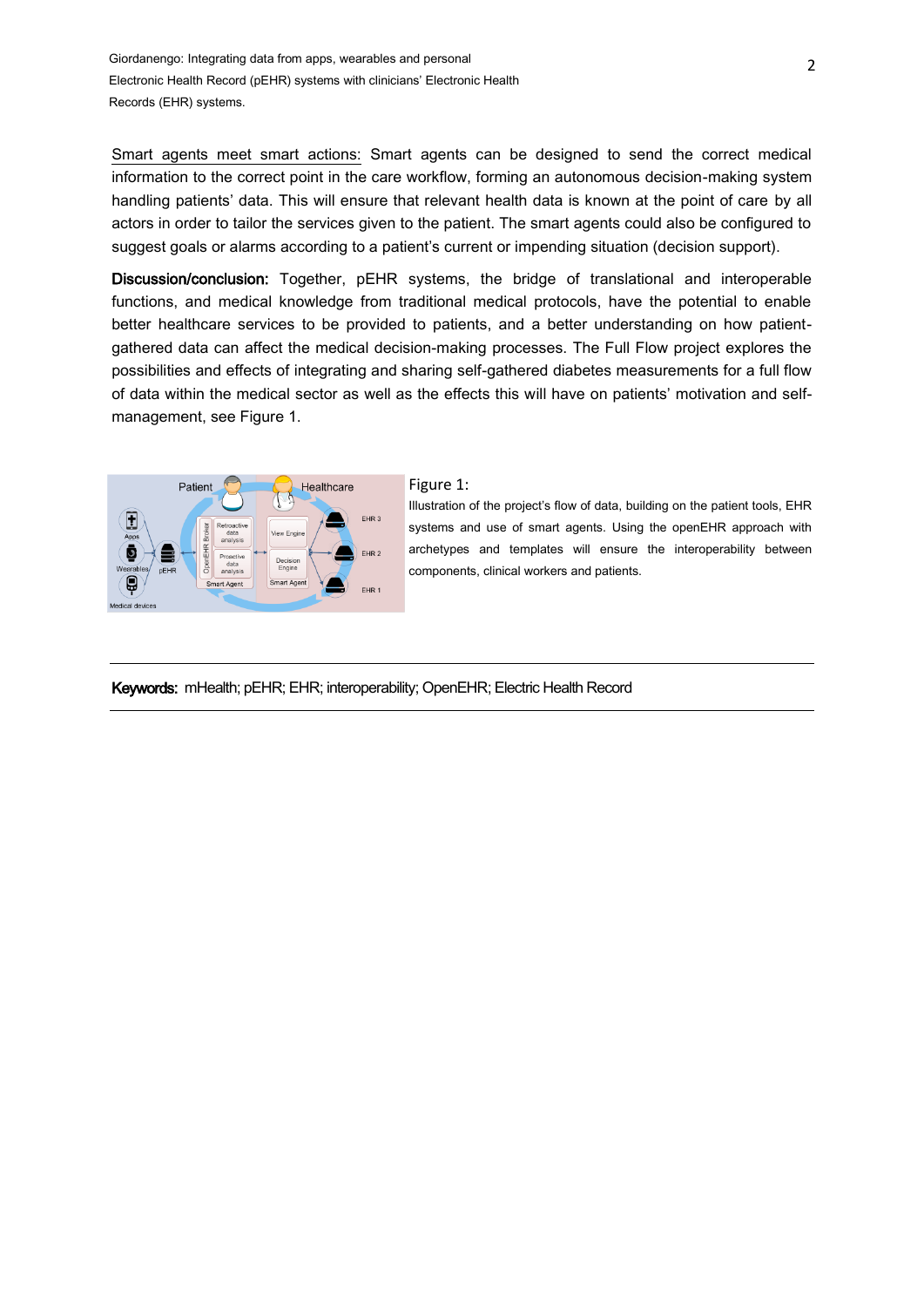Smart agents meet smart actions: Smart agents can be designed to send the correct medical information to the correct point in the care workflow, forming an autonomous decision-making system handling patients' data. This will ensure that relevant health data is known at the point of care by all actors in order to tailor the services given to the patient. The smart agents could also be configured to suggest goals or alarms according to a patient's current or impending situation (decision support).

**Discussion/conclusion:** Together, pEHR systems, the bridge of translational and interoperable functions, and medical knowledge from traditional medical protocols, have the potential to enable better healthcare services to be provided to patients, and a better understanding on how patient-gathered data can affect the medical decision-making processes. The Full Flow project explores the possibilities and effects of integrating and sharing self-gathered diabetes measurements for a full flow of data within the medical sector as well as the effects this will have on patients' motivation and self-management, see Figure 1.

Patient
Healthcare
Apps
Wearables
Medical devices
pEHR
OpenEHR Broker
Retroactive data analysis
Proactive data analysis
Smart Agent
View Engine
Decision Engine
Smart Agent
EHR 3
EHR 2
EHR 1

Figure 1:
Illustration of the project's flow of data, building on the patient tools, EHR systems and use of smart agents. Using the openEHR approach with archetypes and templates will ensure the interoperability between components, clinical workers and patients.

---

**Keywords:** mHealth; pEHR; EHR; interoperability; OpenEHR; Electric Health Record

---